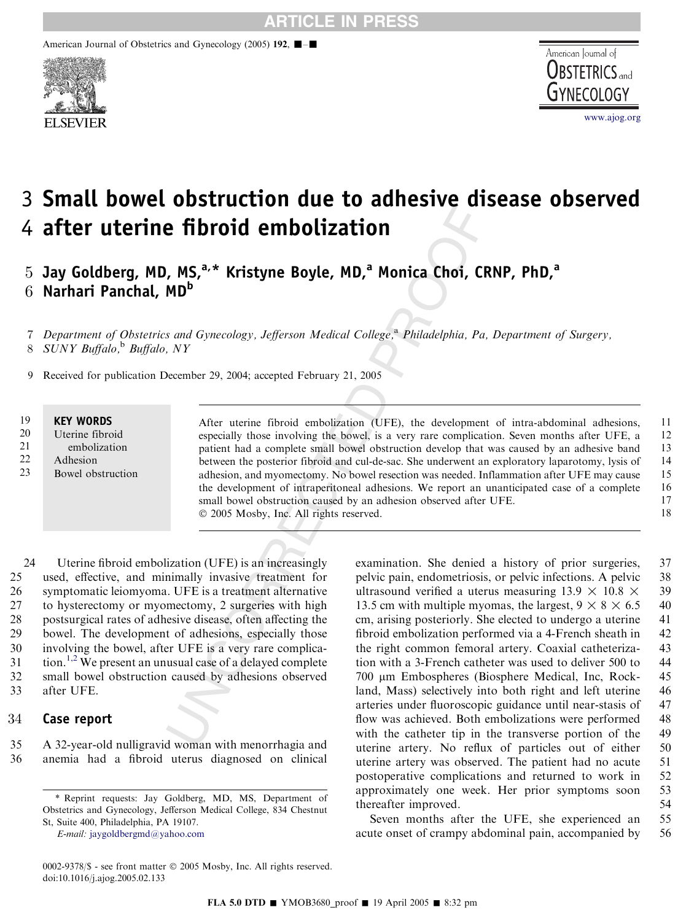# Small bowel obstruction due to adhesive disease observed after uterine fibroid embolization

**Jay Goldberg, MD, MS,[a,*] Kristyne Boyle, MD,[a] Monica Choi, CRNP, PhD,[a] Narhari Panchal, MD[b]**

*Department of Obstetrics and Gynecology, Jefferson Medical College,[a] Philadelphia, Pa, Department of Surgery, SUNY Buffalo,[b] Buffalo, NY*

Received for publication December 29, 2004; accepted February 21, 2005

**KEY WORDS**
Uterine fibroid embolization
Adhesion
Bowel obstruction

After uterine fibroid embolization (UFE), the development of intra-abdominal adhesions, especially those involving the bowel, is a very rare complication. Seven months after UFE, a patient had a complete small bowel obstruction develop that was caused by an adhesive band between the posterior fibroid and cul-de-sac. She underwent an exploratory laparotomy, lysis of adhesion, and myomectomy. No bowel resection was needed. Inflammation after UFE may cause the development of intraperitoneal adhesions. We report an unanticipated case of a complete small bowel obstruction caused by an adhesion observed after UFE.
© 2005 Mosby, Inc. All rights reserved.

Uterine fibroid embolization (UFE) is an increasingly used, effective, and minimally invasive treatment for symptomatic leiomyoma. UFE is a treatment alternative to hysterectomy or myomectomy, 2 surgeries with high postsurgical rates of adhesive disease, often affecting the bowel. The development of adhesions, especially those involving the bowel, after UFE is a very rare complication.[1,2] We present an unusual case of a delayed complete small bowel obstruction caused by adhesions observed after UFE.

## Case report

A 32-year-old nulligravid woman with menorrhagia and anemia had a fibroid uterus diagnosed on clinical examination. She denied a history of prior surgeries, pelvic pain, endometriosis, or pelvic infections. A pelvic ultrasound verified a uterus measuring $13.9 \times 10.8 \times 13.5$ cm with multiple myomas, the largest, $9 \times 8 \times 6.5$ cm, arising posteriorly. She elected to undergo a uterine fibroid embolization performed via a 4-French sheath in the right common femoral artery. Coaxial catheterization with a 3-French catheter was used to deliver 500 to 700 μm Embospheres (Biosphere Medical, Inc, Rockland, Mass) selectively into both right and left uterine arteries under fluoroscopic guidance until near-stasis of flow was achieved. Both embolizations were performed with the catheter tip in the transverse portion of the uterine artery. No reflux of particles out of either uterine artery was observed. The patient had no acute postoperative complications and returned to work in approximately one week. Her prior symptoms soon thereafter improved.

Seven months after the UFE, she experienced an acute onset of crampy abdominal pain, accompanied by

\* Reprint requests: Jay Goldberg, MD, MS, Department of Obstetrics and Gynecology, Jefferson Medical College, 834 Chestnut St, Suite 400, Philadelphia, PA 19107.
*E-mail:* jaygoldbergmd@yahoo.com

0002-9378/$ - see front matter © 2005 Mosby, Inc. All rights reserved.
doi:10.1016/j.ajog.2005.02.133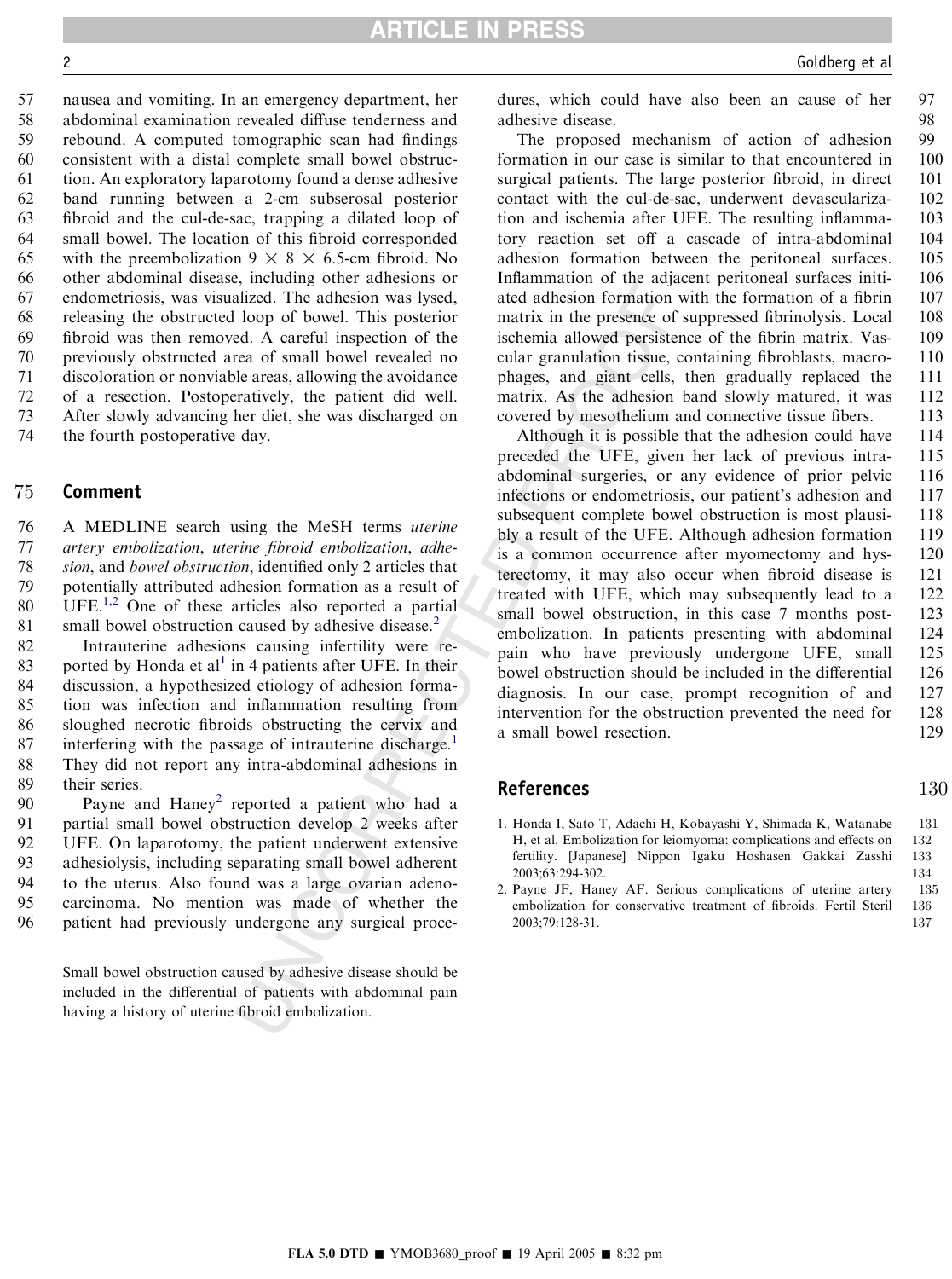nausea and vomiting. In an emergency department, her abdominal examination revealed diffuse tenderness and rebound. A computed tomographic scan had findings consistent with a distal complete small bowel obstruction. An exploratory laparotomy found a dense adhesive band running between a 2-cm subserosal posterior fibroid and the cul-de-sac, trapping a dilated loop of small bowel. The location of this fibroid corresponded with the preembolization 9 × 8 × 6.5-cm fibroid. No other abdominal disease, including other adhesions or endometriosis, was visualized. The adhesion was lysed, releasing the obstructed loop of bowel. This posterior fibroid was then removed. A careful inspection of the previously obstructed area of small bowel revealed no discoloration or nonviable areas, allowing the avoidance of a resection. Postoperatively, the patient did well. After slowly advancing her diet, she was discharged on the fourth postoperative day.

## Comment

A MEDLINE search using the MeSH terms *uterine artery embolization*, *uterine fibroid embolization*, *adhesion*, and *bowel obstruction*, identified only 2 articles that potentially attributed adhesion formation as a result of UFE.[1,2] One of these articles also reported a partial small bowel obstruction caused by adhesive disease.[2]

Intrauterine adhesions causing infertility were reported by Honda et al[1] in 4 patients after UFE. In their discussion, a hypothesized etiology of adhesion formation was infection and inflammation resulting from sloughed necrotic fibroids obstructing the cervix and interfering with the passage of intrauterine discharge.[1] They did not report any intra-abdominal adhesions in their series.

Payne and Haney[2] reported a patient who had a partial small bowel obstruction develop 2 weeks after UFE. On laparotomy, the patient underwent extensive adhesiolysis, including separating small bowel adherent to the uterus. Also found was a large ovarian adenocarcinoma. No mention was made of whether the patient had previously undergone any surgical procedures, which could have also been an cause of her adhesive disease.

The proposed mechanism of action of adhesion formation in our case is similar to that encountered in surgical patients. The large posterior fibroid, in direct contact with the cul-de-sac, underwent devascularization and ischemia after UFE. The resulting inflammatory reaction set off a cascade of intra-abdominal adhesion formation between the peritoneal surfaces. Inflammation of the adjacent peritoneal surfaces initiated adhesion formation with the formation of a fibrin matrix in the presence of suppressed fibrinolysis. Local ischemia allowed persistence of the fibrin matrix. Vascular granulation tissue, containing fibroblasts, macrophages, and giant cells, then gradually replaced the matrix. As the adhesion band slowly matured, it was covered by mesothelium and connective tissue fibers.

Although it is possible that the adhesion could have preceded the UFE, given her lack of previous intra-abdominal surgeries, or any evidence of prior pelvic infections or endometriosis, our patient's adhesion and subsequent complete bowel obstruction is most plausibly a result of the UFE. Although adhesion formation is a common occurrence after myomectomy and hysterectomy, it may also occur when fibroid disease is treated with UFE, which may subsequently lead to a small bowel obstruction, in this case 7 months post-embolization. In patients presenting with abdominal pain who have previously undergone UFE, small bowel obstruction should be included in the differential diagnosis. In our case, prompt recognition of and intervention for the obstruction prevented the need for a small bowel resection.

Small bowel obstruction caused by adhesive disease should be included in the differential of patients with abdominal pain having a history of uterine fibroid embolization.

## References

1. Honda I, Sato T, Adachi H, Kobayashi Y, Shimada K, Watanabe H, et al. Embolization for leiomyoma: complications and effects on fertility. [Japanese] Nippon Igaku Hoshasen Gakkai Zasshi 2003;63:294-302.
2. Payne JF, Haney AF. Serious complications of uterine artery embolization for conservative treatment of fibroids. Fertil Steril 2003;79:128-31.